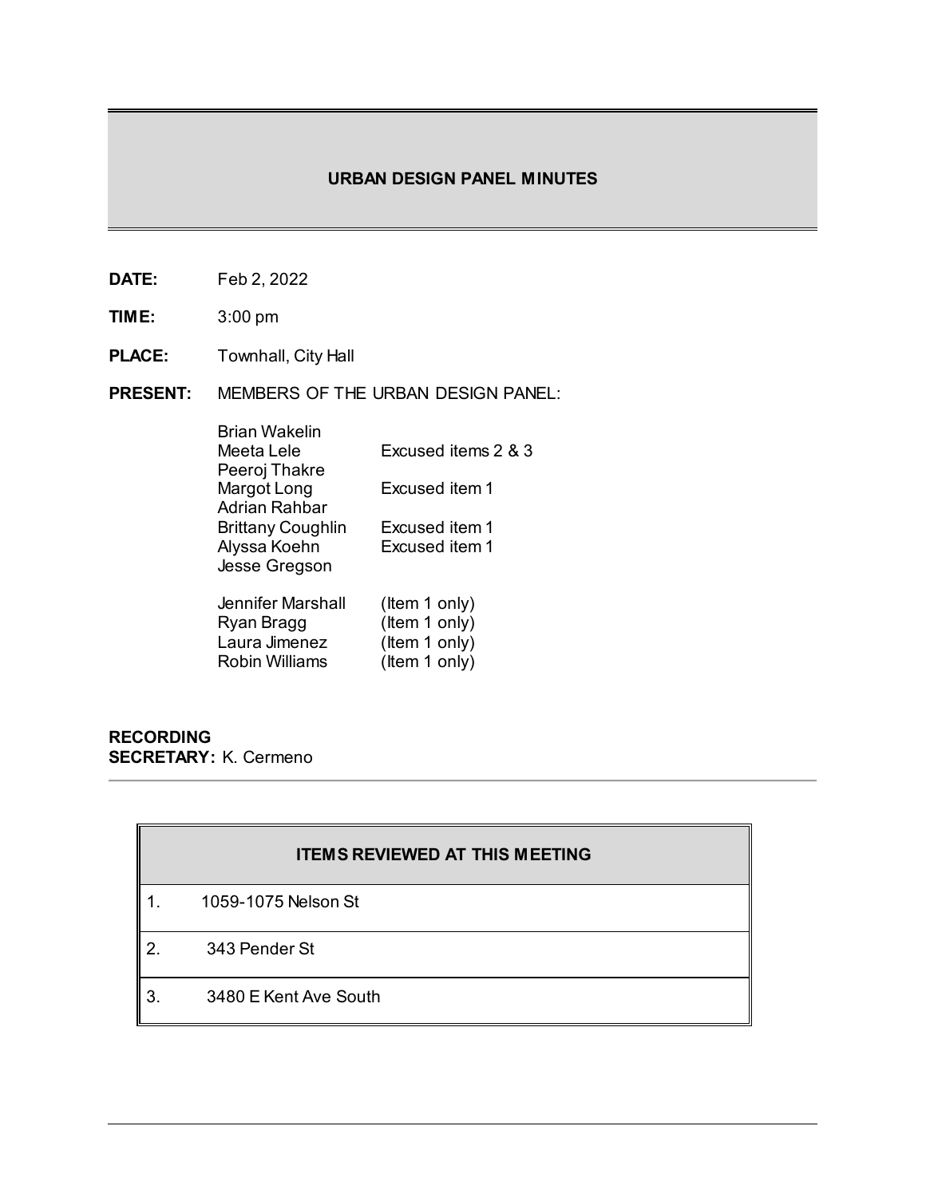# URBAN DESIGN PANEL MINUTES

**DATE:** Feb 2, 2022

**TIME:** 3:00 pm

**PLACE:** Townhall, City Hall

**PRESENT:** MEMBERS OF THE URBAN DESIGN PANEL:

| | |
|---|---|
| Brian Wakelin | |
| Meeta Lele | Excused items 2 & 3 |
| Peeroj Thakre | |
| Margot Long | Excused item 1 |
| Adrian Rahbar | |
| Brittany Coughlin | Excused item 1 |
| Alyssa Koehn | Excused item 1 |
| Jesse Gregson | |
| Jennifer Marshall | (Item 1 only) |
| Ryan Bragg | (Item 1 only) |
| Laura Jimenez | (Item 1 only) |
| Robin Williams | (Item 1 only) |

**RECORDING SECRETARY:** K. Cermeno

| ITEMS REVIEWED AT THIS MEETING |
|---|
| 1. 1059-1075 Nelson St |
| 2. 343 Pender St |
| 3. 3480 E Kent Ave South |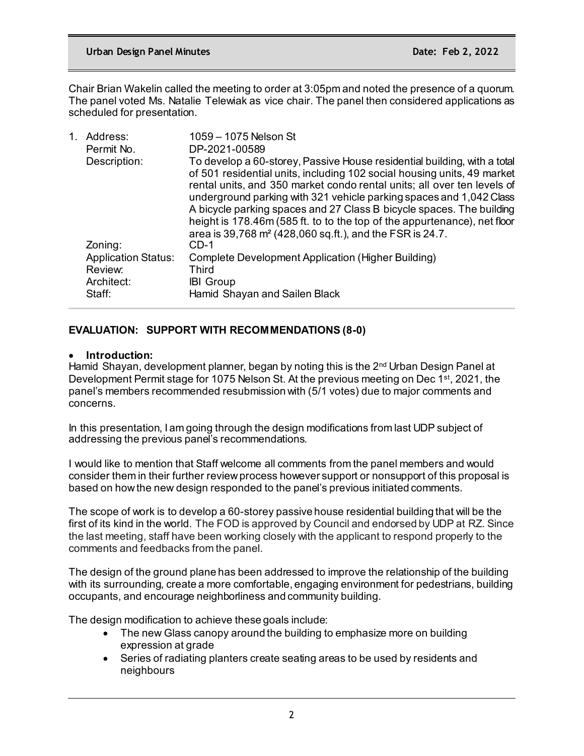Chair Brian Wakelin called the meeting to order at 3:05pm and noted the presence of a quorum. The panel voted Ms. Natalie Telewiak as vice chair. The panel then considered applications as scheduled for presentation.

1. Address: 1059 – 1075 Nelson St
   Permit No. DP-2021-00589
   Description: To develop a 60-storey, Passive House residential building, with a total of 501 residential units, including 102 social housing units, 49 market rental units, and 350 market condo rental units; all over ten levels of underground parking with 321 vehicle parking spaces and 1,042 Class A bicycle parking spaces and 27 Class B bicycle spaces. The building height is 178.46m (585 ft. to to the top of the appurtenance), net floor area is 39,768 m² (428,060 sq.ft.), and the FSR is 24.7.
   Zoning: CD-1
   Application Status: Complete Development Application (Higher Building)
   Review: Third
   Architect: IBI Group
   Staff: Hamid Shayan and Sailen Black

**EVALUATION: SUPPORT WITH RECOMMENDATIONS (8-0)**

- **Introduction:**

Hamid Shayan, development planner, began by noting this is the 2nd Urban Design Panel at Development Permit stage for 1075 Nelson St. At the previous meeting on Dec 1st, 2021, the panel's members recommended resubmission with (5/1 votes) due to major comments and concerns.

In this presentation, I am going through the design modifications from last UDP subject of addressing the previous panel's recommendations.

I would like to mention that Staff welcome all comments from the panel members and would consider them in their further review process however support or nonsupport of this proposal is based on how the new design responded to the panel's previous initiated comments.

The scope of work is to develop a 60-storey passive house residential building that will be the first of its kind in the world. The FOD is approved by Council and endorsed by UDP at RZ. Since the last meeting, staff have been working closely with the applicant to respond properly to the comments and feedbacks from the panel.

The design of the ground plane has been addressed to improve the relationship of the building with its surrounding, create a more comfortable, engaging environment for pedestrians, building occupants, and encourage neighborliness and community building.

The design modification to achieve these goals include:

- The new Glass canopy around the building to emphasize more on building expression at grade
- Series of radiating planters create seating areas to be used by residents and neighbours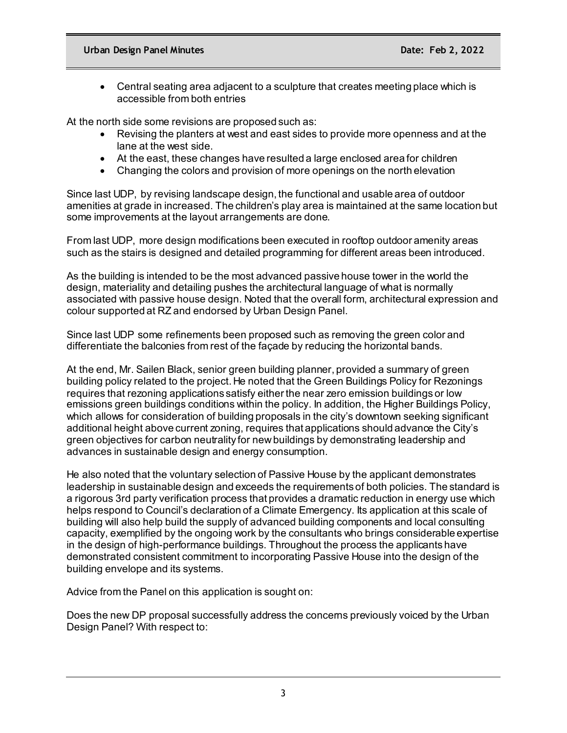- Central seating area adjacent to a sculpture that creates meeting place which is accessible from both entries

At the north side some revisions are proposed such as:

- Revising the planters at west and east sides to provide more openness and at the lane at the west side.
- At the east, these changes have resulted a large enclosed area for children
- Changing the colors and provision of more openings on the north elevation

Since last UDP, by revising landscape design, the functional and usable area of outdoor amenities at grade in increased. The children's play area is maintained at the same location but some improvements at the layout arrangements are done.

From last UDP, more design modifications been executed in rooftop outdoor amenity areas such as the stairs is designed and detailed programming for different areas been introduced.

As the building is intended to be the most advanced passive house tower in the world the design, materiality and detailing pushes the architectural language of what is normally associated with passive house design. Noted that the overall form, architectural expression and colour supported at RZ and endorsed by Urban Design Panel.

Since last UDP some refinements been proposed such as removing the green color and differentiate the balconies from rest of the façade by reducing the horizontal bands.

At the end, Mr. Sailen Black, senior green building planner, provided a summary of green building policy related to the project. He noted that the Green Buildings Policy for Rezonings requires that rezoning applications satisfy either the near zero emission buildings or low emissions green buildings conditions within the policy. In addition, the Higher Buildings Policy, which allows for consideration of building proposals in the city's downtown seeking significant additional height above current zoning, requires that applications should advance the City's green objectives for carbon neutrality for new buildings by demonstrating leadership and advances in sustainable design and energy consumption.

He also noted that the voluntary selection of Passive House by the applicant demonstrates leadership in sustainable design and exceeds the requirements of both policies. The standard is a rigorous 3rd party verification process that provides a dramatic reduction in energy use which helps respond to Council's declaration of a Climate Emergency. Its application at this scale of building will also help build the supply of advanced building components and local consulting capacity, exemplified by the ongoing work by the consultants who brings considerable expertise in the design of high-performance buildings. Throughout the process the applicants have demonstrated consistent commitment to incorporating Passive House into the design of the building envelope and its systems.

Advice from the Panel on this application is sought on:

Does the new DP proposal successfully address the concerns previously voiced by the Urban Design Panel? With respect to: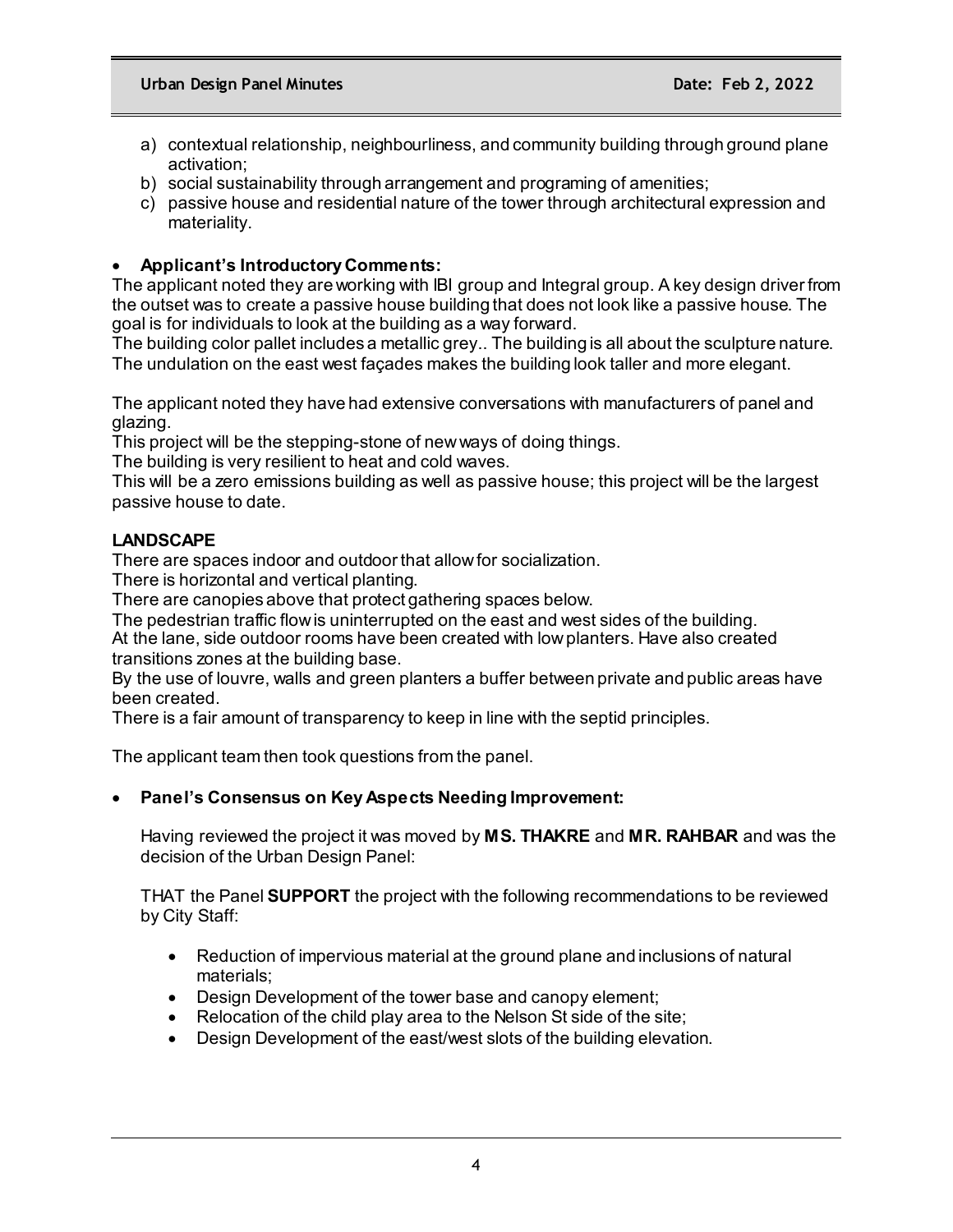a) contextual relationship, neighbourliness, and community building through ground plane activation;
b) social sustainability through arrangement and programing of amenities;
c) passive house and residential nature of the tower through architectural expression and materiality.

- **Applicant's Introductory Comments:**

The applicant noted they are working with IBI group and Integral group. A key design driver from the outset was to create a passive house building that does not look like a passive house. The goal is for individuals to look at the building as a way forward.
The building color pallet includes a metallic grey.. The building is all about the sculpture nature. The undulation on the east west façades makes the building look taller and more elegant.

The applicant noted they have had extensive conversations with manufacturers of panel and glazing.
This project will be the stepping-stone of new ways of doing things.
The building is very resilient to heat and cold waves.
This will be a zero emissions building as well as passive house; this project will be the largest passive house to date.

**LANDSCAPE**

There are spaces indoor and outdoor that allow for socialization.
There is horizontal and vertical planting.
There are canopies above that protect gathering spaces below.
The pedestrian traffic flow is uninterrupted on the east and west sides of the building.
At the lane, side outdoor rooms have been created with low planters. Have also created transitions zones at the building base.
By the use of louvre, walls and green planters a buffer between private and public areas have been created.
There is a fair amount of transparency to keep in line with the septid principles.

The applicant team then took questions from the panel.

- **Panel's Consensus on Key Aspects Needing Improvement:**

Having reviewed the project it was moved by **MS. THAKRE** and **MR. RAHBAR** and was the decision of the Urban Design Panel:

THAT the Panel **SUPPORT** the project with the following recommendations to be reviewed by City Staff:

- Reduction of impervious material at the ground plane and inclusions of natural materials;
- Design Development of the tower base and canopy element;
- Relocation of the child play area to the Nelson St side of the site;
- Design Development of the east/west slots of the building elevation.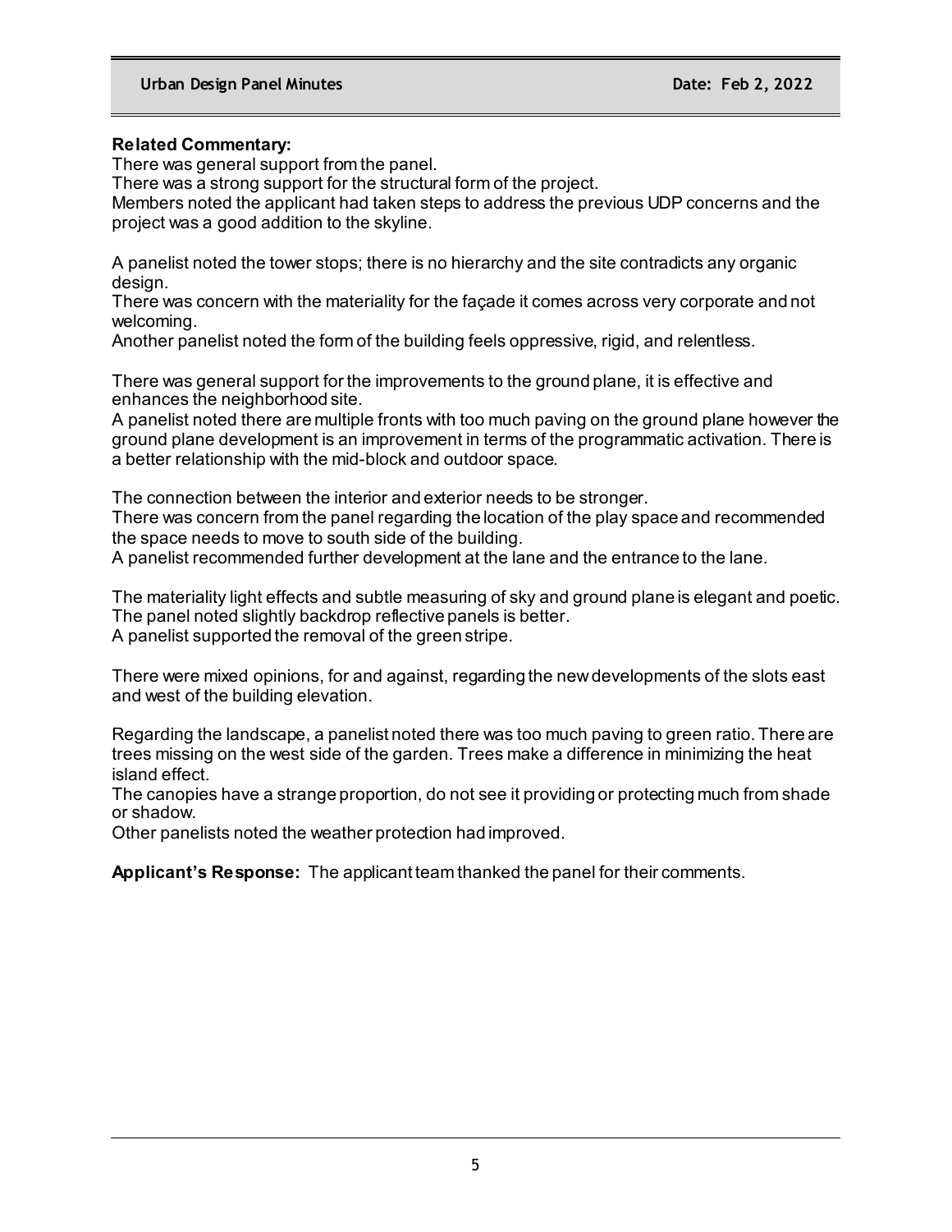**Related Commentary:**
There was general support from the panel.
There was a strong support for the structural form of the project.
Members noted the applicant had taken steps to address the previous UDP concerns and the project was a good addition to the skyline.

A panelist noted the tower stops; there is no hierarchy and the site contradicts any organic design.
There was concern with the materiality for the façade it comes across very corporate and not welcoming.
Another panelist noted the form of the building feels oppressive, rigid, and relentless.

There was general support for the improvements to the ground plane, it is effective and enhances the neighborhood site.
A panelist noted there are multiple fronts with too much paving on the ground plane however the ground plane development is an improvement in terms of the programmatic activation. There is a better relationship with the mid-block and outdoor space.

The connection between the interior and exterior needs to be stronger.
There was concern from the panel regarding the location of the play space and recommended the space needs to move to south side of the building.
A panelist recommended further development at the lane and the entrance to the lane.

The materiality light effects and subtle measuring of sky and ground plane is elegant and poetic.
The panel noted slightly backdrop reflective panels is better.
A panelist supported the removal of the green stripe.

There were mixed opinions, for and against, regarding the new developments of the slots east and west of the building elevation.

Regarding the landscape, a panelist noted there was too much paving to green ratio. There are trees missing on the west side of the garden. Trees make a difference in minimizing the heat island effect.
The canopies have a strange proportion, do not see it providing or protecting much from shade or shadow.
Other panelists noted the weather protection had improved.

**Applicant's Response:** The applicant team thanked the panel for their comments.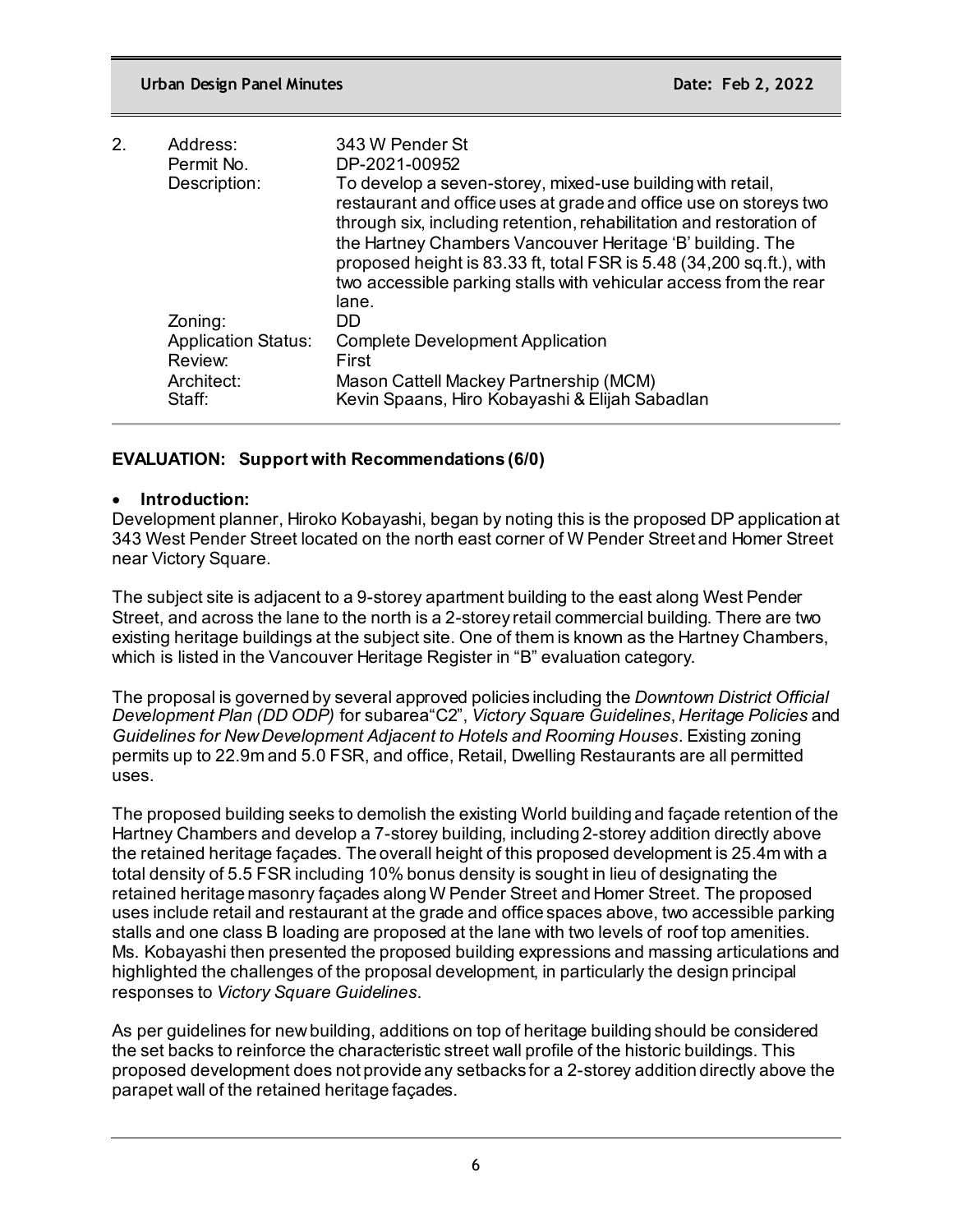2. 

| | |
|---|---|
| Address: | 343 W Pender St |
| Permit No. | DP-2021-00952 |
| Description: | To develop a seven-storey, mixed-use building with retail, restaurant and office uses at grade and office use on storeys two through six, including retention, rehabilitation and restoration of the Hartney Chambers Vancouver Heritage 'B' building. The proposed height is 83.33 ft, total FSR is 5.48 (34,200 sq.ft.), with two accessible parking stalls with vehicular access from the rear lane. |
| Zoning: | DD |
| Application Status: | Complete Development Application |
| Review: | First |
| Architect: | Mason Cattell Mackey Partnership (MCM) |
| Staff: | Kevin Spaans, Hiro Kobayashi & Elijah Sabadlan |

**EVALUATION: Support with Recommendations (6/0)**

- **Introduction:**

Development planner, Hiroko Kobayashi, began by noting this is the proposed DP application at 343 West Pender Street located on the north east corner of W Pender Street and Homer Street near Victory Square.

The subject site is adjacent to a 9-storey apartment building to the east along West Pender Street, and across the lane to the north is a 2-storey retail commercial building. There are two existing heritage buildings at the subject site. One of them is known as the Hartney Chambers, which is listed in the Vancouver Heritage Register in "B" evaluation category.

The proposal is governed by several approved policies including the *Downtown District Official Development Plan (DD ODP)* for subarea"C2", *Victory Square Guidelines*, *Heritage Policies* and *Guidelines for New Development Adjacent to Hotels and Rooming Houses*. Existing zoning permits up to 22.9m and 5.0 FSR, and office, Retail, Dwelling Restaurants are all permitted uses.

The proposed building seeks to demolish the existing World building and façade retention of the Hartney Chambers and develop a 7-storey building, including 2-storey addition directly above the retained heritage façades. The overall height of this proposed development is 25.4m with a total density of 5.5 FSR including 10% bonus density is sought in lieu of designating the retained heritage masonry façades along W Pender Street and Homer Street. The proposed uses include retail and restaurant at the grade and office spaces above, two accessible parking stalls and one class B loading are proposed at the lane with two levels of roof top amenities. Ms. Kobayashi then presented the proposed building expressions and massing articulations and highlighted the challenges of the proposal development, in particularly the design principal responses to *Victory Square Guidelines*.

As per guidelines for new building, additions on top of heritage building should be considered the set backs to reinforce the characteristic street wall profile of the historic buildings. This proposed development does not provide any setbacks for a 2-storey addition directly above the parapet wall of the retained heritage façades.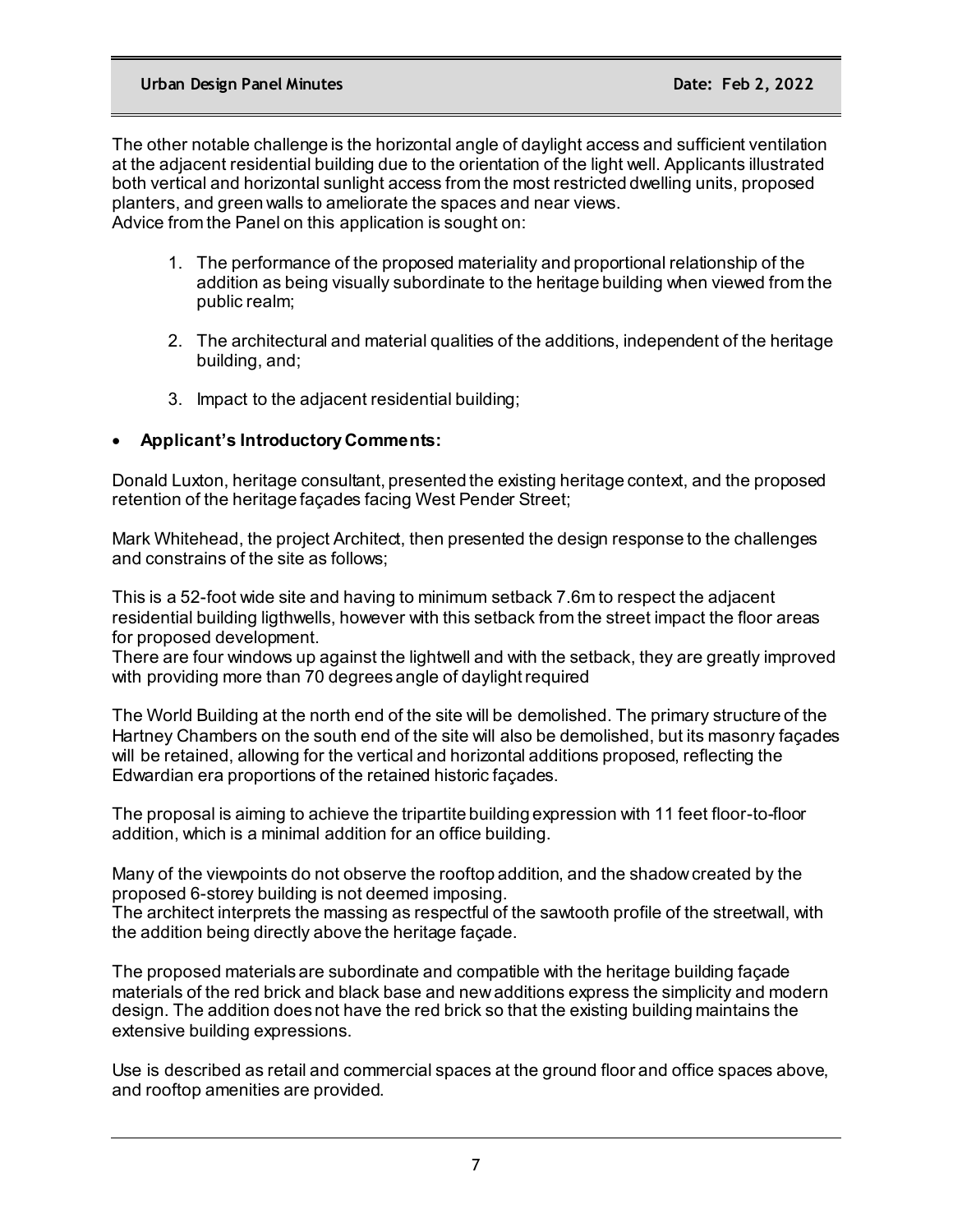The other notable challenge is the horizontal angle of daylight access and sufficient ventilation at the adjacent residential building due to the orientation of the light well. Applicants illustrated both vertical and horizontal sunlight access from the most restricted dwelling units, proposed planters, and green walls to ameliorate the spaces and near views.
Advice from the Panel on this application is sought on:

1. The performance of the proposed materiality and proportional relationship of the addition as being visually subordinate to the heritage building when viewed from the public realm;

2. The architectural and material qualities of the additions, independent of the heritage building, and;

3. Impact to the adjacent residential building;

- **Applicant's Introductory Comments:**

Donald Luxton, heritage consultant, presented the existing heritage context, and the proposed retention of the heritage façades facing West Pender Street;

Mark Whitehead, the project Architect, then presented the design response to the challenges and constrains of the site as follows;

This is a 52-foot wide site and having to minimum setback 7.6m to respect the adjacent residential building ligthwells, however with this setback from the street impact the floor areas for proposed development.
There are four windows up against the lightwell and with the setback, they are greatly improved with providing more than 70 degrees angle of daylight required

The World Building at the north end of the site will be demolished. The primary structure of the Hartney Chambers on the south end of the site will also be demolished, but its masonry façades will be retained, allowing for the vertical and horizontal additions proposed, reflecting the Edwardian era proportions of the retained historic façades.

The proposal is aiming to achieve the tripartite building expression with 11 feet floor-to-floor addition, which is a minimal addition for an office building.

Many of the viewpoints do not observe the rooftop addition, and the shadow created by the proposed 6-storey building is not deemed imposing.
The architect interprets the massing as respectful of the sawtooth profile of the streetwall, with the addition being directly above the heritage façade.

The proposed materials are subordinate and compatible with the heritage building façade materials of the red brick and black base and new additions express the simplicity and modern design. The addition does not have the red brick so that the existing building maintains the extensive building expressions.

Use is described as retail and commercial spaces at the ground floor and office spaces above, and rooftop amenities are provided.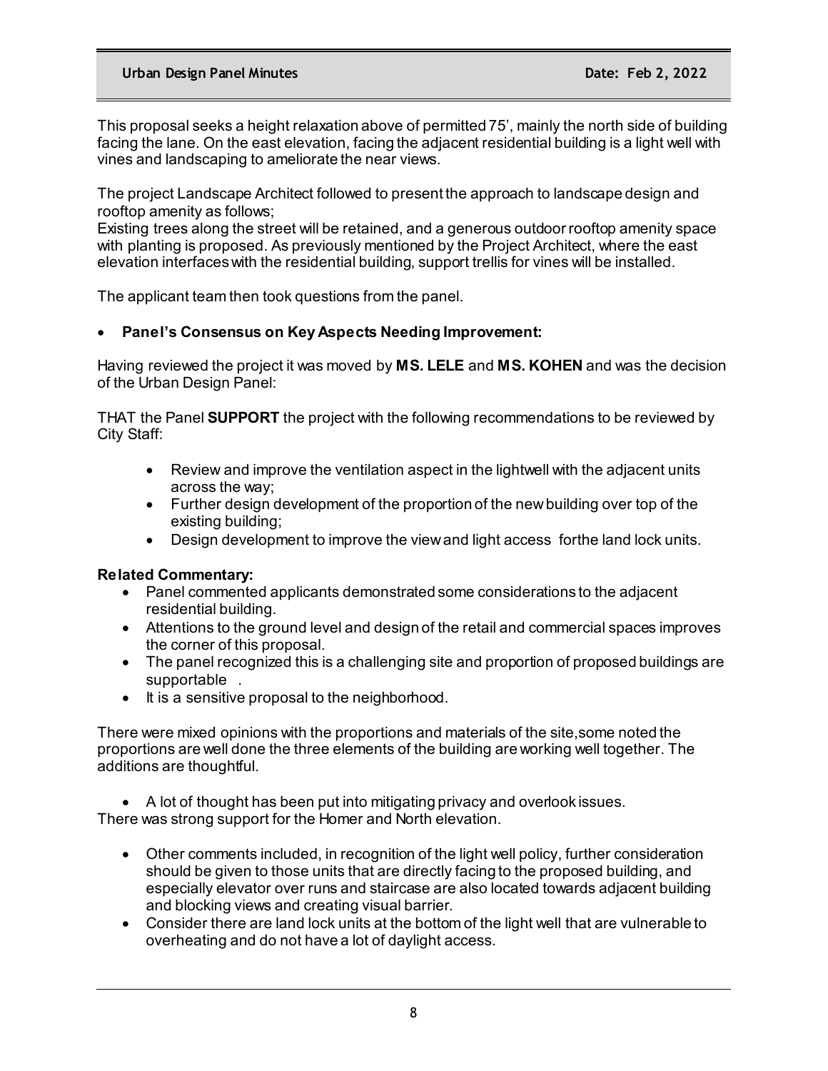This proposal seeks a height relaxation above of permitted 75', mainly the north side of building facing the lane. On the east elevation, facing the adjacent residential building is a light well with vines and landscaping to ameliorate the near views.

The project Landscape Architect followed to present the approach to landscape design and rooftop amenity as follows;
Existing trees along the street will be retained, and a generous outdoor rooftop amenity space with planting is proposed. As previously mentioned by the Project Architect, where the east elevation interfaces with the residential building, support trellis for vines will be installed.

The applicant team then took questions from the panel.

- **Panel's Consensus on Key Aspects Needing Improvement:**

Having reviewed the project it was moved by **MS. LELE** and **MS. KOHEN** and was the decision of the Urban Design Panel:

THAT the Panel **SUPPORT** the project with the following recommendations to be reviewed by City Staff:

- Review and improve the ventilation aspect in the lightwell with the adjacent units across the way;
- Further design development of the proportion of the new building over top of the existing building;
- Design development to improve the view and light access forthe land lock units.

**Related Commentary:**

- Panel commented applicants demonstrated some considerations to the adjacent residential building.
- Attentions to the ground level and design of the retail and commercial spaces improves the corner of this proposal.
- The panel recognized this is a challenging site and proportion of proposed buildings are supportable .
- It is a sensitive proposal to the neighborhood.

There were mixed opinions with the proportions and materials of the site,some noted the proportions are well done the three elements of the building are working well together. The additions are thoughtful.

- A lot of thought has been put into mitigating privacy and overlook issues.

There was strong support for the Homer and North elevation.

- Other comments included, in recognition of the light well policy, further consideration should be given to those units that are directly facing to the proposed building, and especially elevator over runs and staircase are also located towards adjacent building and blocking views and creating visual barrier.
- Consider there are land lock units at the bottom of the light well that are vulnerable to overheating and do not have a lot of daylight access.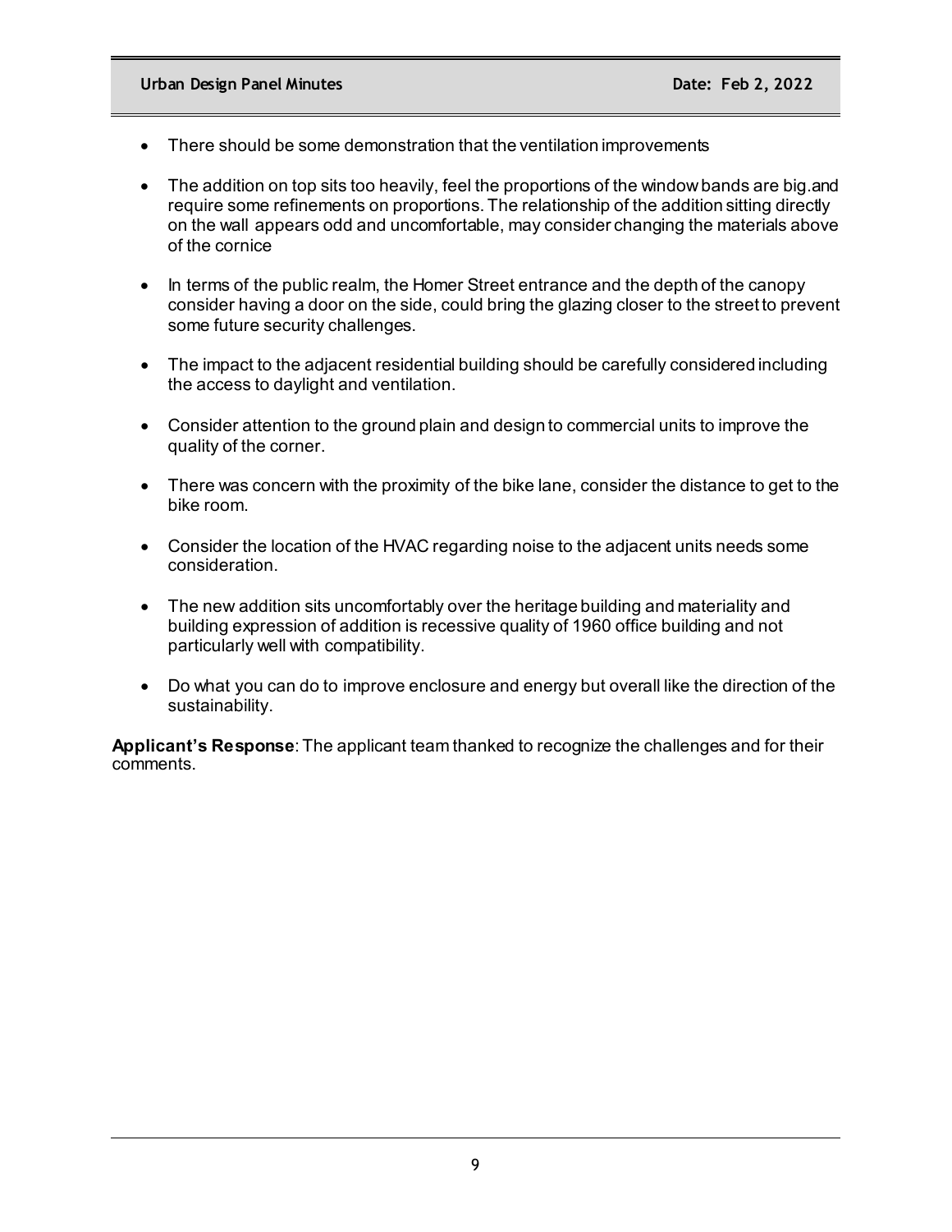- There should be some demonstration that the ventilation improvements
- The addition on top sits too heavily, feel the proportions of the window bands are big.and require some refinements on proportions. The relationship of the addition sitting directly on the wall appears odd and uncomfortable, may consider changing the materials above of the cornice
- In terms of the public realm, the Homer Street entrance and the depth of the canopy consider having a door on the side, could bring the glazing closer to the street to prevent some future security challenges.
- The impact to the adjacent residential building should be carefully considered including the access to daylight and ventilation.
- Consider attention to the ground plain and design to commercial units to improve the quality of the corner.
- There was concern with the proximity of the bike lane, consider the distance to get to the bike room.
- Consider the location of the HVAC regarding noise to the adjacent units needs some consideration.
- The new addition sits uncomfortably over the heritage building and materiality and building expression of addition is recessive quality of 1960 office building and not particularly well with compatibility.
- Do what you can do to improve enclosure and energy but overall like the direction of the sustainability.

**Applicant's Response**: The applicant team thanked to recognize the challenges and for their comments.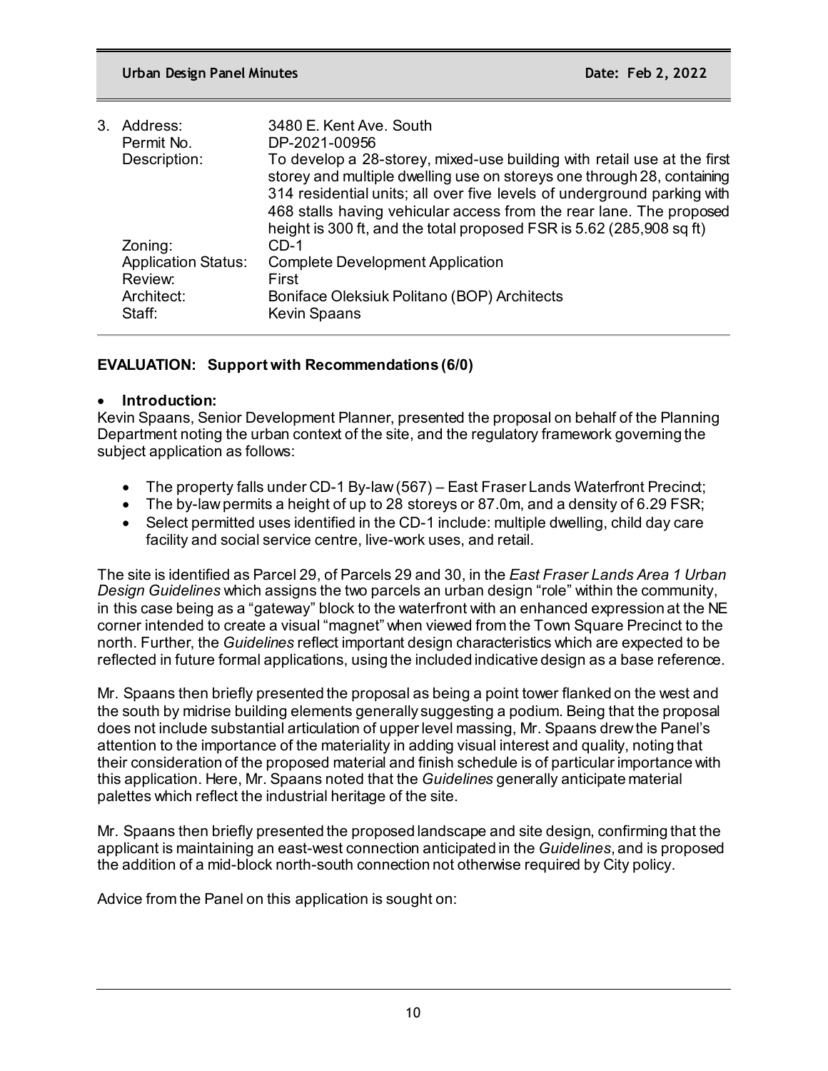3. Address: 3480 E. Kent Ave. South
   Permit No. DP-2021-00956
   Description: To develop a 28-storey, mixed-use building with retail use at the first storey and multiple dwelling use on storeys one through 28, containing 314 residential units; all over five levels of underground parking with 468 stalls having vehicular access from the rear lane. The proposed height is 300 ft, and the total proposed FSR is 5.62 (285,908 sq ft)
   Zoning: CD-1
   Application Status: Complete Development Application
   Review: First
   Architect: Boniface Oleksiuk Politano (BOP) Architects
   Staff: Kevin Spaans

**EVALUATION: Support with Recommendations (6/0)**

- **Introduction:**

Kevin Spaans, Senior Development Planner, presented the proposal on behalf of the Planning Department noting the urban context of the site, and the regulatory framework governing the subject application as follows:

- The property falls under CD-1 By-law (567) – East Fraser Lands Waterfront Precinct;
- The by-law permits a height of up to 28 storeys or 87.0m, and a density of 6.29 FSR;
- Select permitted uses identified in the CD-1 include: multiple dwelling, child day care facility and social service centre, live-work uses, and retail.

The site is identified as Parcel 29, of Parcels 29 and 30, in the *East Fraser Lands Area 1 Urban Design Guidelines* which assigns the two parcels an urban design "role" within the community, in this case being as a "gateway" block to the waterfront with an enhanced expression at the NE corner intended to create a visual "magnet" when viewed from the Town Square Precinct to the north. Further, the *Guidelines* reflect important design characteristics which are expected to be reflected in future formal applications, using the included indicative design as a base reference.

Mr. Spaans then briefly presented the proposal as being a point tower flanked on the west and the south by midrise building elements generally suggesting a podium. Being that the proposal does not include substantial articulation of upper level massing, Mr. Spaans drew the Panel's attention to the importance of the materiality in adding visual interest and quality, noting that their consideration of the proposed material and finish schedule is of particular importance with this application. Here, Mr. Spaans noted that the *Guidelines* generally anticipate material palettes which reflect the industrial heritage of the site.

Mr. Spaans then briefly presented the proposed landscape and site design, confirming that the applicant is maintaining an east-west connection anticipated in the *Guidelines*, and is proposed the addition of a mid-block north-south connection not otherwise required by City policy.

Advice from the Panel on this application is sought on: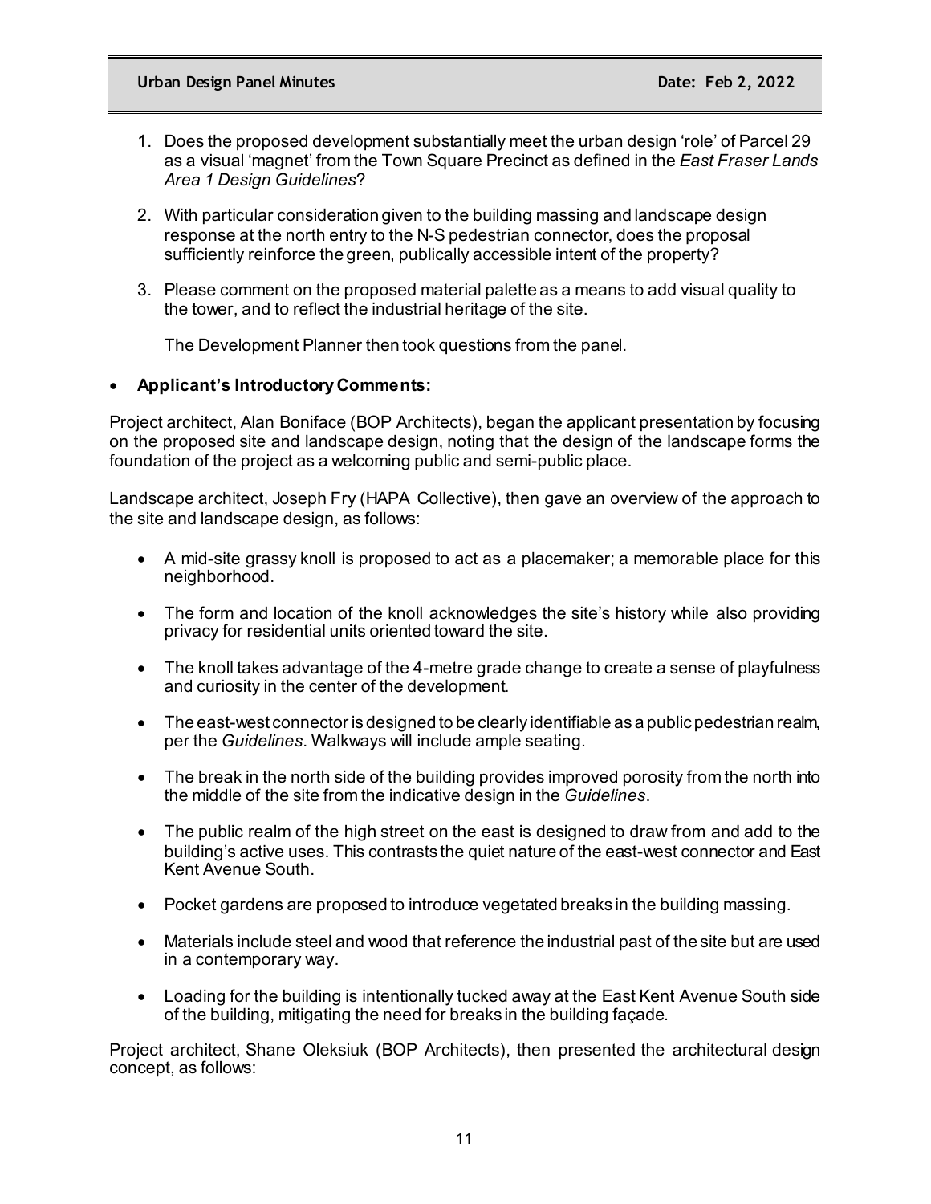1. Does the proposed development substantially meet the urban design 'role' of Parcel 29 as a visual 'magnet' from the Town Square Precinct as defined in the *East Fraser Lands Area 1 Design Guidelines*?

2. With particular consideration given to the building massing and landscape design response at the north entry to the N-S pedestrian connector, does the proposal sufficiently reinforce the green, publically accessible intent of the property?

3. Please comment on the proposed material palette as a means to add visual quality to the tower, and to reflect the industrial heritage of the site.

   The Development Planner then took questions from the panel.

- **Applicant's Introductory Comments:**

Project architect, Alan Boniface (BOP Architects), began the applicant presentation by focusing on the proposed site and landscape design, noting that the design of the landscape forms the foundation of the project as a welcoming public and semi-public place.

Landscape architect, Joseph Fry (HAPA Collective), then gave an overview of the approach to the site and landscape design, as follows:

- A mid-site grassy knoll is proposed to act as a placemaker; a memorable place for this neighborhood.
- The form and location of the knoll acknowledges the site's history while also providing privacy for residential units oriented toward the site.
- The knoll takes advantage of the 4-metre grade change to create a sense of playfulness and curiosity in the center of the development.
- The east-west connector is designed to be clearly identifiable as a public pedestrian realm, per the *Guidelines*. Walkways will include ample seating.
- The break in the north side of the building provides improved porosity from the north into the middle of the site from the indicative design in the *Guidelines*.
- The public realm of the high street on the east is designed to draw from and add to the building's active uses. This contrasts the quiet nature of the east-west connector and East Kent Avenue South.
- Pocket gardens are proposed to introduce vegetated breaks in the building massing.
- Materials include steel and wood that reference the industrial past of the site but are used in a contemporary way.
- Loading for the building is intentionally tucked away at the East Kent Avenue South side of the building, mitigating the need for breaks in the building façade.

Project architect, Shane Oleksiuk (BOP Architects), then presented the architectural design concept, as follows: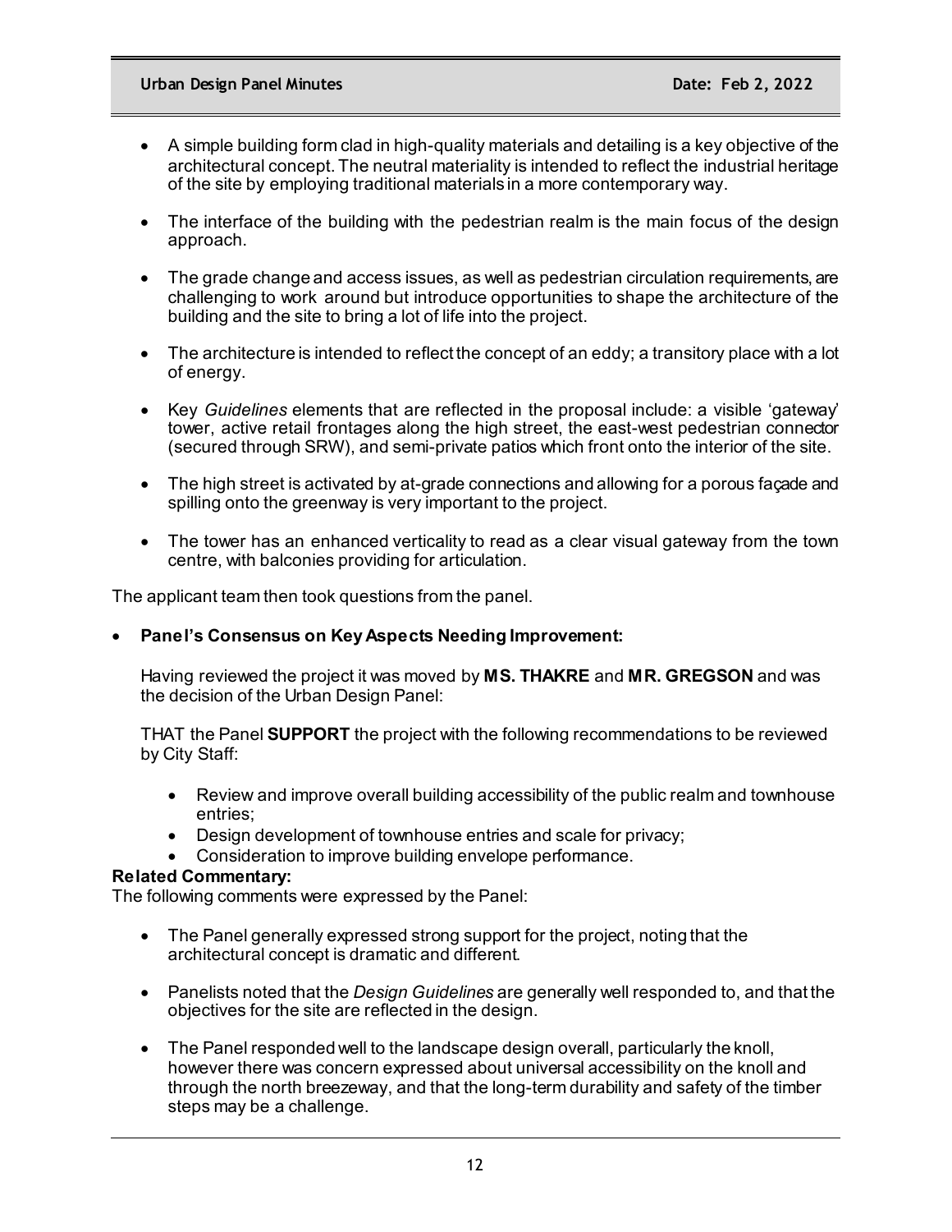- A simple building form clad in high-quality materials and detailing is a key objective of the architectural concept. The neutral materiality is intended to reflect the industrial heritage of the site by employing traditional materials in a more contemporary way.

- The interface of the building with the pedestrian realm is the main focus of the design approach.

- The grade change and access issues, as well as pedestrian circulation requirements, are challenging to work around but introduce opportunities to shape the architecture of the building and the site to bring a lot of life into the project.

- The architecture is intended to reflect the concept of an eddy; a transitory place with a lot of energy.

- Key *Guidelines* elements that are reflected in the proposal include: a visible 'gateway' tower, active retail frontages along the high street, the east-west pedestrian connector (secured through SRW), and semi-private patios which front onto the interior of the site.

- The high street is activated by at-grade connections and allowing for a porous façade and spilling onto the greenway is very important to the project.

- The tower has an enhanced verticality to read as a clear visual gateway from the town centre, with balconies providing for articulation.

The applicant team then took questions from the panel.

- **Panel's Consensus on Key Aspects Needing Improvement:**

  Having reviewed the project it was moved by **MS. THAKRE** and **MR. GREGSON** and was the decision of the Urban Design Panel:

  THAT the Panel **SUPPORT** the project with the following recommendations to be reviewed by City Staff:

  - Review and improve overall building accessibility of the public realm and townhouse entries;
  - Design development of townhouse entries and scale for privacy;
  - Consideration to improve building envelope performance.

**Related Commentary:**

The following comments were expressed by the Panel:

- The Panel generally expressed strong support for the project, noting that the architectural concept is dramatic and different.

- Panelists noted that the *Design Guidelines* are generally well responded to, and that the objectives for the site are reflected in the design.

- The Panel responded well to the landscape design overall, particularly the knoll, however there was concern expressed about universal accessibility on the knoll and through the north breezeway, and that the long-term durability and safety of the timber steps may be a challenge.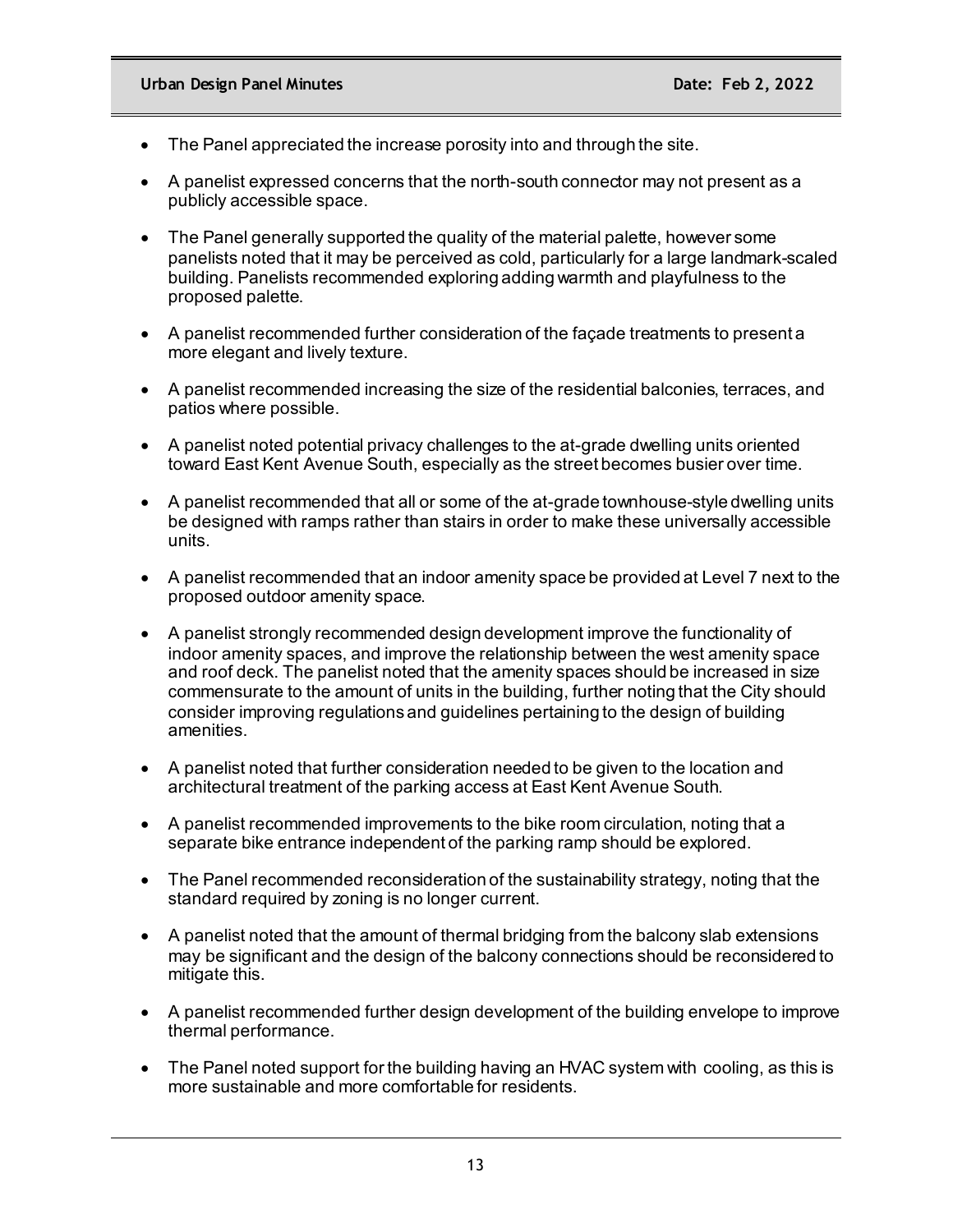- The Panel appreciated the increase porosity into and through the site.
- A panelist expressed concerns that the north-south connector may not present as a publicly accessible space.
- The Panel generally supported the quality of the material palette, however some panelists noted that it may be perceived as cold, particularly for a large landmark-scaled building. Panelists recommended exploring adding warmth and playfulness to the proposed palette.
- A panelist recommended further consideration of the façade treatments to present a more elegant and lively texture.
- A panelist recommended increasing the size of the residential balconies, terraces, and patios where possible.
- A panelist noted potential privacy challenges to the at-grade dwelling units oriented toward East Kent Avenue South, especially as the street becomes busier over time.
- A panelist recommended that all or some of the at-grade townhouse-style dwelling units be designed with ramps rather than stairs in order to make these universally accessible units.
- A panelist recommended that an indoor amenity space be provided at Level 7 next to the proposed outdoor amenity space.
- A panelist strongly recommended design development improve the functionality of indoor amenity spaces, and improve the relationship between the west amenity space and roof deck. The panelist noted that the amenity spaces should be increased in size commensurate to the amount of units in the building, further noting that the City should consider improving regulations and guidelines pertaining to the design of building amenities.
- A panelist noted that further consideration needed to be given to the location and architectural treatment of the parking access at East Kent Avenue South.
- A panelist recommended improvements to the bike room circulation, noting that a separate bike entrance independent of the parking ramp should be explored.
- The Panel recommended reconsideration of the sustainability strategy, noting that the standard required by zoning is no longer current.
- A panelist noted that the amount of thermal bridging from the balcony slab extensions may be significant and the design of the balcony connections should be reconsidered to mitigate this.
- A panelist recommended further design development of the building envelope to improve thermal performance.
- The Panel noted support for the building having an HVAC system with cooling, as this is more sustainable and more comfortable for residents.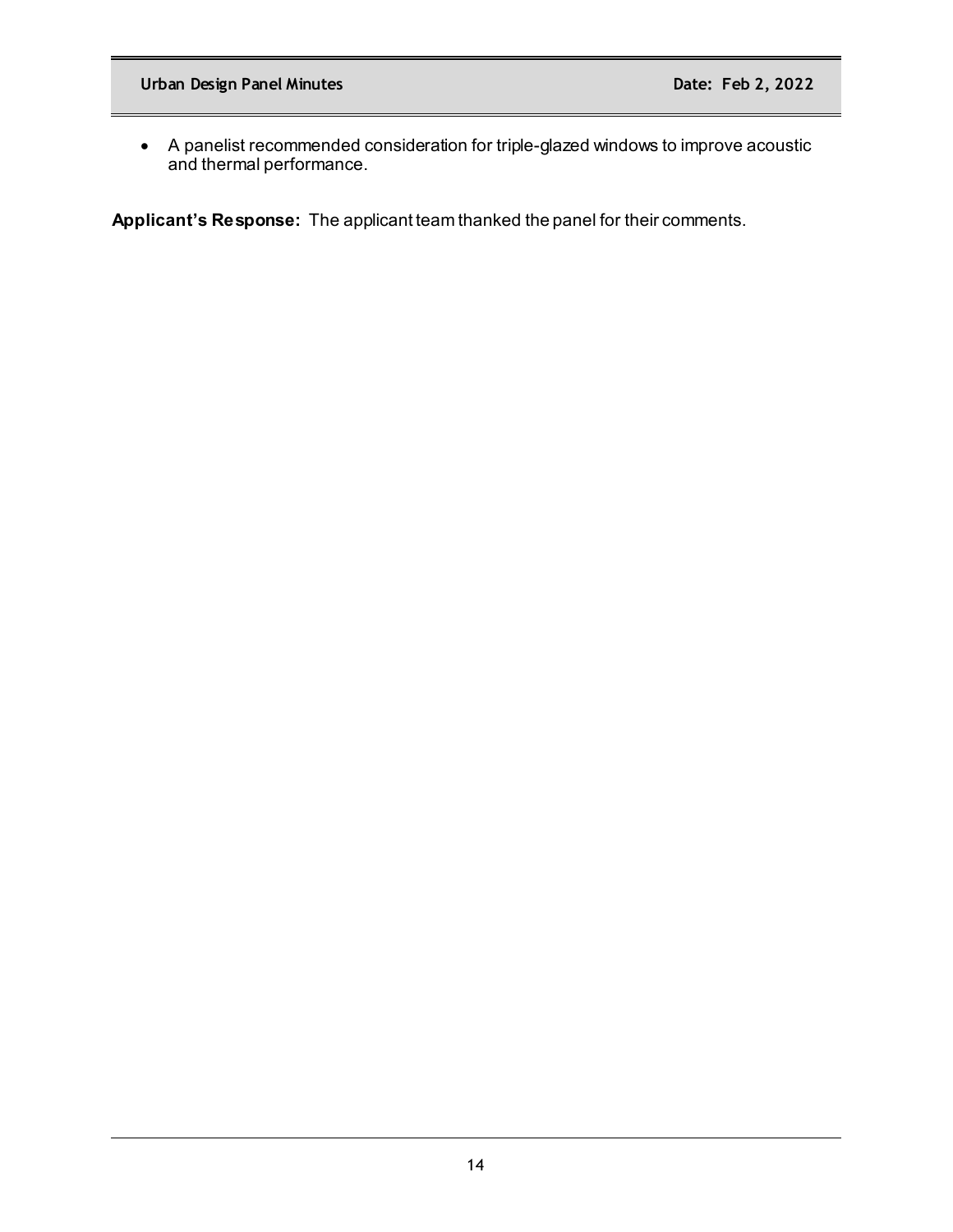- A panelist recommended consideration for triple-glazed windows to improve acoustic and thermal performance.

**Applicant's Response:** The applicant team thanked the panel for their comments.